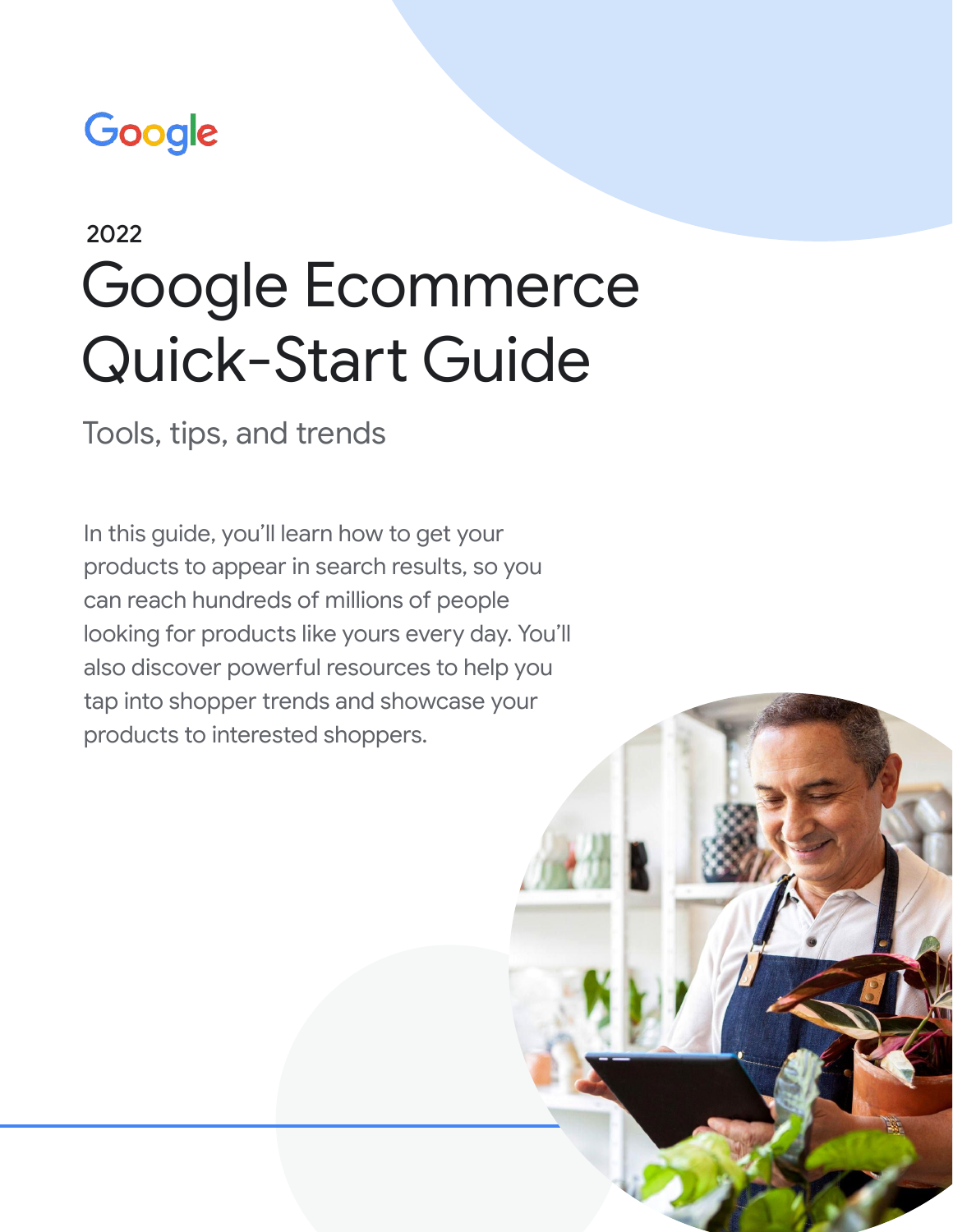Google

2022

# Google Ecommerce Quick-Start Guide

## Tools, tips, and trends

In this guide, you'll learn how to get your products to appear in search results, so you can reach hundreds of millions of people looking for products like yours every day. You'll also discover powerful resources to help you tap into shopper trends and showcase your products to interested shoppers.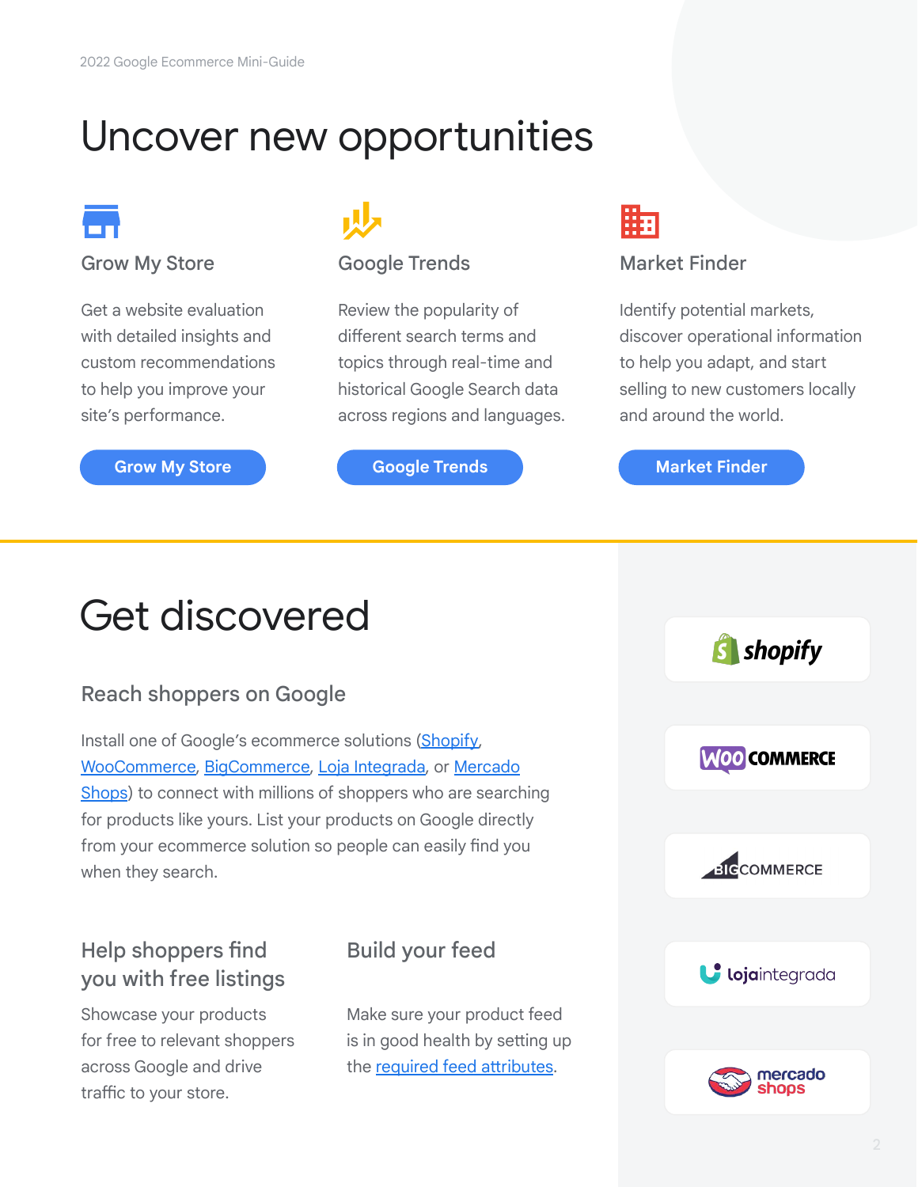# Uncover new opportunities

### Grow My Store

Get a website evaluation with detailed insights and custom recommendations to help you improve your site's performance.

Grow My Store

### Google Trends

Review the popularity of different search terms and topics through real-time and historical Google Search data across regions and languages.

Google Trends

### Market Finder

Identify potential markets, discover operational information to help you adapt, and start selling to new customers locally and around the world.

Market Finder

# Get discovered

## Reach shoppers on Google

Install one of Google's ecommerce solutions (Shopify, WooCommerce, BigCommerce, Loja Integrada, or Mercado Shops) to connect with millions of shoppers who are searching for products like yours. List your products on Google directly from your ecommerce solution so people can easily find you when they search.

### Help shoppers find you with free listings

Showcase your products for free to relevant shoppers across Google and drive traffic to your store.

### Build your feed

Make sure your product feed is in good health by setting up the required feed attributes.

shopify

WooCommerce

BigCommerce

lojaintegrada

mercado shops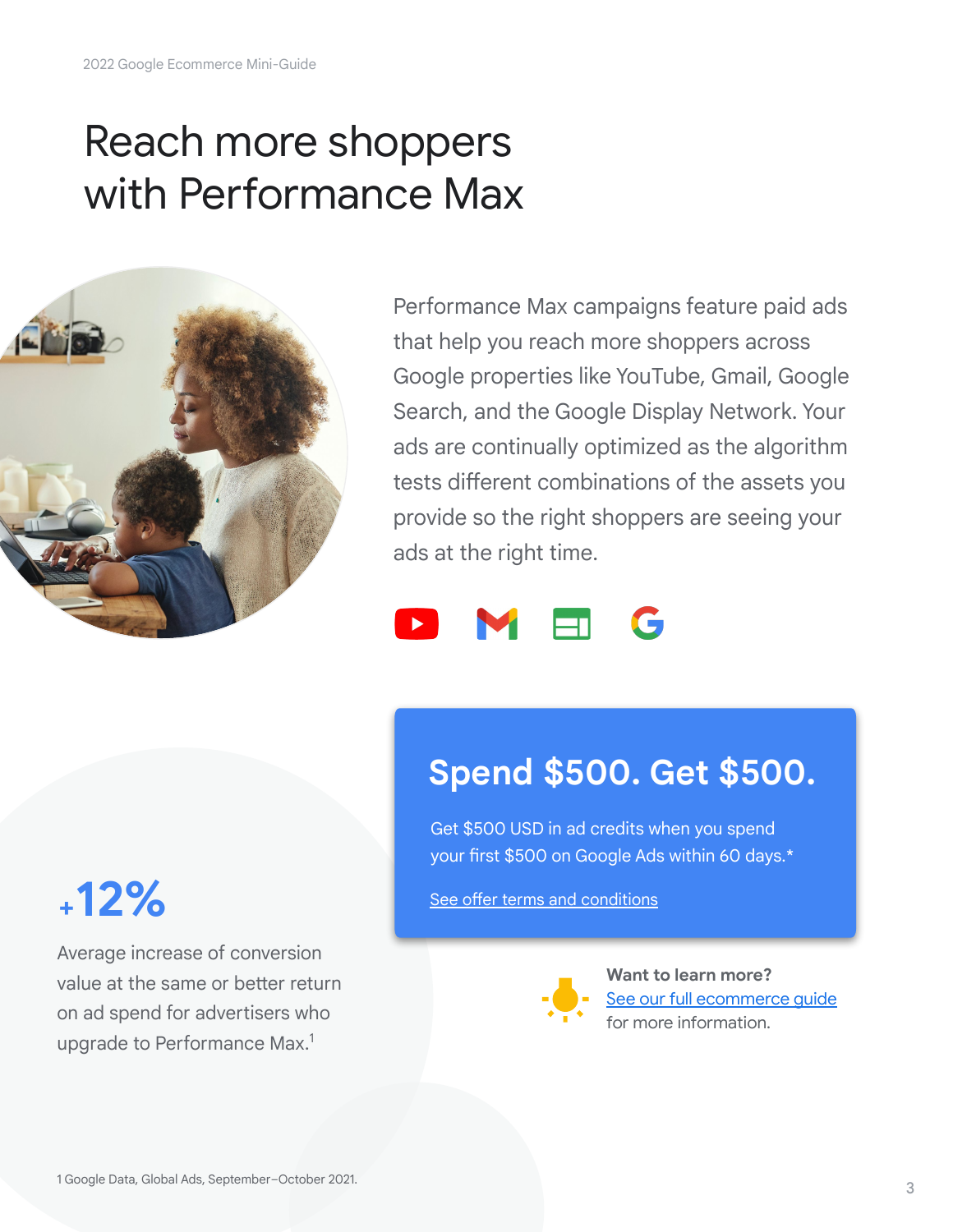# Reach more shoppers with Performance Max

Performance Max campaigns feature paid ads that help you reach more shoppers across Google properties like YouTube, Gmail, Google Search, and the Google Display Network. Your ads are continually optimized as the algorithm tests different combinations of the assets you provide so the right shoppers are seeing your ads at the right time.

## Spend $500. Get $500.

Get $500 USD in ad credits when you spend your first $500 on Google Ads within 60 days.*

[See offer terms and conditions]

**+12%**

Average increase of conversion value at the same or better return on ad spend for advertisers who upgrade to Performance Max.[1]

**Want to learn more?**
[See our full ecommerce guide] for more information.

1 Google Data, Global Ads, September–October 2021.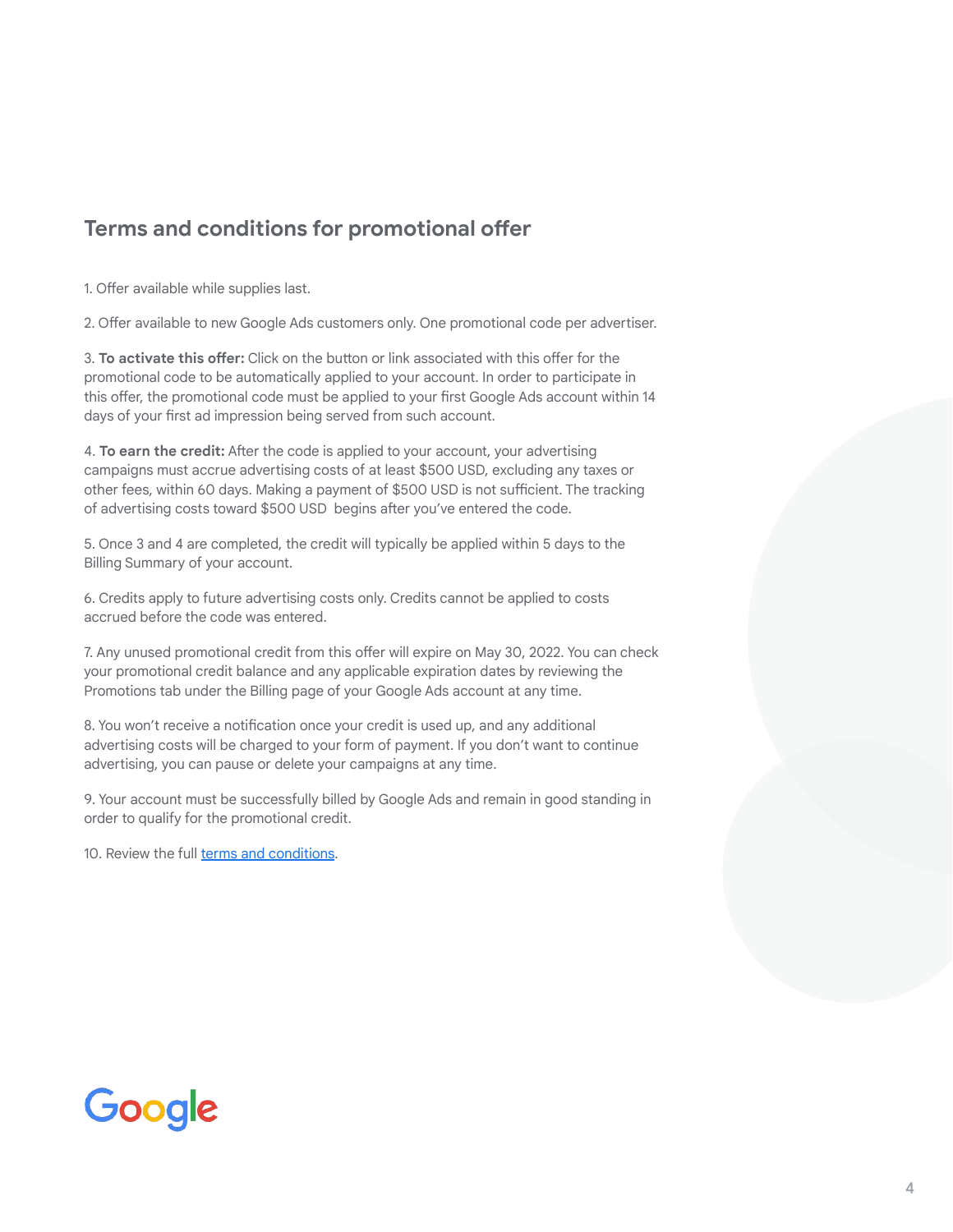## Terms and conditions for promotional offer

1. Offer available while supplies last.

2. Offer available to new Google Ads customers only. One promotional code per advertiser.

3. **To activate this offer:** Click on the button or link associated with this offer for the promotional code to be automatically applied to your account. In order to participate in this offer, the promotional code must be applied to your first Google Ads account within 14 days of your first ad impression being served from such account.

4. **To earn the credit:** After the code is applied to your account, your advertising campaigns must accrue advertising costs of at least $500 USD, excluding any taxes or other fees, within 60 days. Making a payment of $500 USD is not sufficient. The tracking of advertising costs toward $500 USD begins after you've entered the code.

5. Once 3 and 4 are completed, the credit will typically be applied within 5 days to the Billing Summary of your account.

6. Credits apply to future advertising costs only. Credits cannot be applied to costs accrued before the code was entered.

7. Any unused promotional credit from this offer will expire on May 30, 2022. You can check your promotional credit balance and any applicable expiration dates by reviewing the Promotions tab under the Billing page of your Google Ads account at any time.

8. You won't receive a notification once your credit is used up, and any additional advertising costs will be charged to your form of payment. If you don't want to continue advertising, you can pause or delete your campaigns at any time.

9. Your account must be successfully billed by Google Ads and remain in good standing in order to qualify for the promotional credit.

10. Review the full terms and conditions.

Google